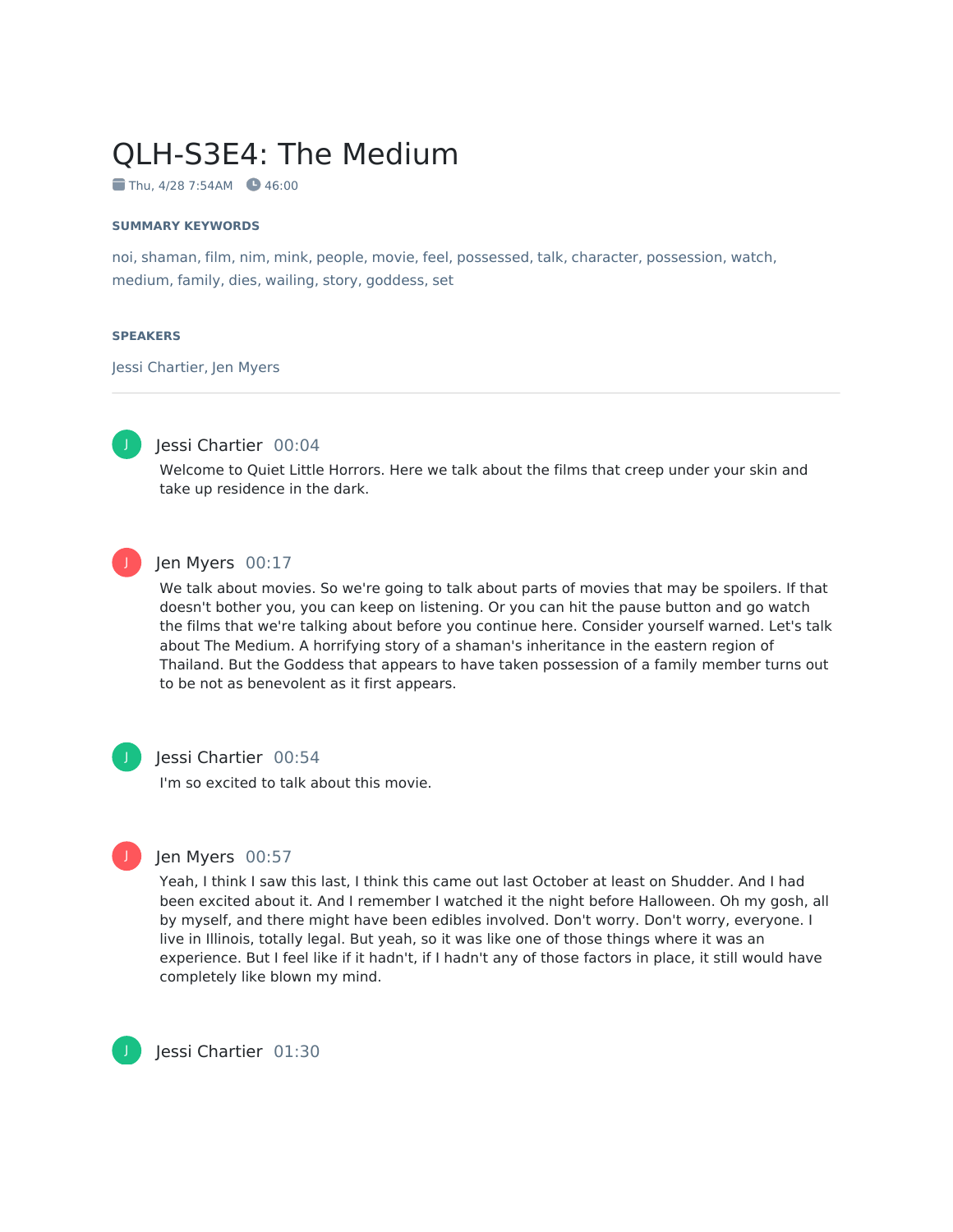# QLH-S3E4: The Medium

Thu, 4/28 7:54AM · 46:00

### SUMMARY KEYWORDS

noi, shaman, film, nim, mink, people, movie, feel, possessed, talk, character, possession, watch, medium, family, dies, wailing, story, goddess, set

### SPEAKERS

Jessi Chartier, Jen Myers

---

**Jessi Chartier** 00:04

Welcome to Quiet Little Horrors. Here we talk about the films that creep under your skin and take up residence in the dark.

**Jen Myers** 00:17

We talk about movies. So we're going to talk about parts of movies that may be spoilers. If that doesn't bother you, you can keep on listening. Or you can hit the pause button and go watch the films that we're talking about before you continue here. Consider yourself warned. Let's talk about The Medium. A horrifying story of a shaman's inheritance in the eastern region of Thailand. But the Goddess that appears to have taken possession of a family member turns out to be not as benevolent as it first appears.

**Jessi Chartier** 00:54

I'm so excited to talk about this movie.

**Jen Myers** 00:57

Yeah, I think I saw this last, I think this came out last October at least on Shudder. And I had been excited about it. And I remember I watched it the night before Halloween. Oh my gosh, all by myself, and there might have been edibles involved. Don't worry. Don't worry, everyone. I live in Illinois, totally legal. But yeah, so it was like one of those things where it was an experience. But I feel like if it hadn't, if I hadn't any of those factors in place, it still would have completely like blown my mind.

**Jessi Chartier** 01:30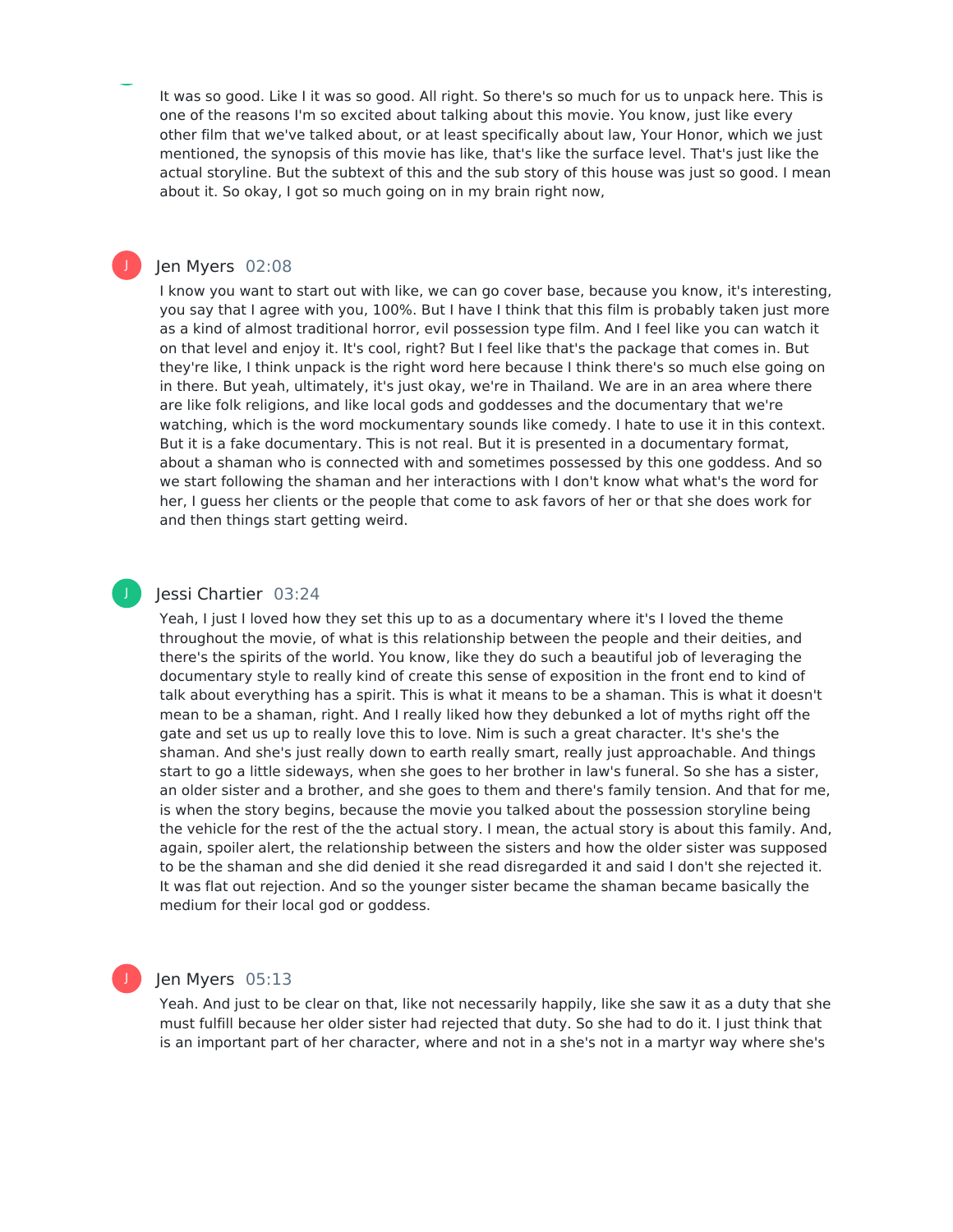It was so good. Like I it was so good. All right. So there's so much for us to unpack here. This is one of the reasons I'm so excited about talking about this movie. You know, just like every other film that we've talked about, or at least specifically about law, Your Honor, which we just mentioned, the synopsis of this movie has like, that's like the surface level. That's just like the actual storyline. But the subtext of this and the sub story of this house was just so good. I mean about it. So okay, I got so much going on in my brain right now,

Jen Myers 02:08

I know you want to start out with like, we can go cover base, because you know, it's interesting, you say that I agree with you, 100%. But I have I think that this film is probably taken just more as a kind of almost traditional horror, evil possession type film. And I feel like you can watch it on that level and enjoy it. It's cool, right? But I feel like that's the package that comes in. But they're like, I think unpack is the right word here because I think there's so much else going on in there. But yeah, ultimately, it's just okay, we're in Thailand. We are in an area where there are like folk religions, and like local gods and goddesses and the documentary that we're watching, which is the word mockumentary sounds like comedy. I hate to use it in this context. But it is a fake documentary. This is not real. But it is presented in a documentary format, about a shaman who is connected with and sometimes possessed by this one goddess. And so we start following the shaman and her interactions with I don't know what what's the word for her, I guess her clients or the people that come to ask favors of her or that she does work for and then things start getting weird.

Jessi Chartier 03:24

Yeah, I just I loved how they set this up to as a documentary where it's I loved the theme throughout the movie, of what is this relationship between the people and their deities, and there's the spirits of the world. You know, like they do such a beautiful job of leveraging the documentary style to really kind of create this sense of exposition in the front end to kind of talk about everything has a spirit. This is what it means to be a shaman. This is what it doesn't mean to be a shaman, right. And I really liked how they debunked a lot of myths right off the gate and set us up to really love this to love. Nim is such a great character. It's she's the shaman. And she's just really down to earth really smart, really just approachable. And things start to go a little sideways, when she goes to her brother in law's funeral. So she has a sister, an older sister and a brother, and she goes to them and there's family tension. And that for me, is when the story begins, because the movie you talked about the possession storyline being the vehicle for the rest of the the actual story. I mean, the actual story is about this family. And, again, spoiler alert, the relationship between the sisters and how the older sister was supposed to be the shaman and she did denied it she read disregarded it and said I don't she rejected it. It was flat out rejection. And so the younger sister became the shaman became basically the medium for their local god or goddess.

Jen Myers 05:13

Yeah. And just to be clear on that, like not necessarily happily, like she saw it as a duty that she must fulfill because her older sister had rejected that duty. So she had to do it. I just think that is an important part of her character, where and not in a she's not in a martyr way where she's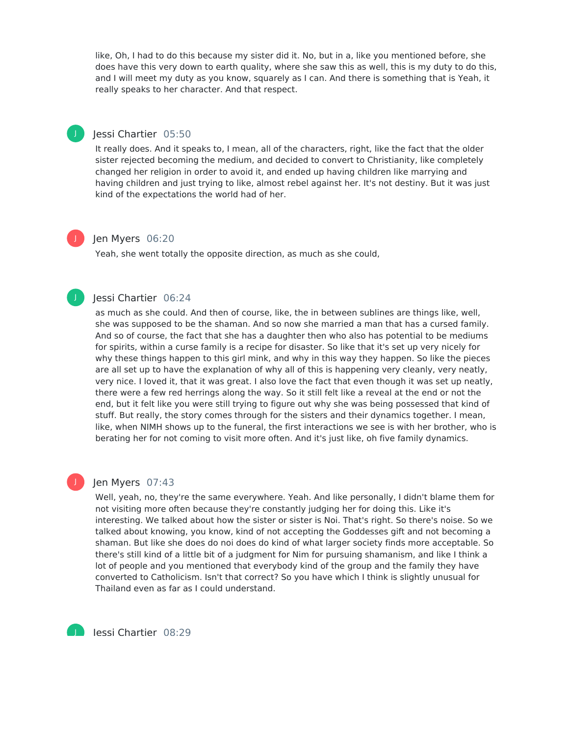like, Oh, I had to do this because my sister did it. No, but in a, like you mentioned before, she does have this very down to earth quality, where she saw this as well, this is my duty to do this, and I will meet my duty as you know, squarely as I can. And there is something that is Yeah, it really speaks to her character. And that respect.

**Jessi Chartier** 05:50

It really does. And it speaks to, I mean, all of the characters, right, like the fact that the older sister rejected becoming the medium, and decided to convert to Christianity, like completely changed her religion in order to avoid it, and ended up having children like marrying and having children and just trying to like, almost rebel against her. It's not destiny. But it was just kind of the expectations the world had of her.

**Jen Myers** 06:20

Yeah, she went totally the opposite direction, as much as she could,

**Jessi Chartier** 06:24

as much as she could. And then of course, like, the in between sublines are things like, well, she was supposed to be the shaman. And so now she married a man that has a cursed family. And so of course, the fact that she has a daughter then who also has potential to be mediums for spirits, within a curse family is a recipe for disaster. So like that it's set up very nicely for why these things happen to this girl mink, and why in this way they happen. So like the pieces are all set up to have the explanation of why all of this is happening very cleanly, very neatly, very nice. I loved it, that it was great. I also love the fact that even though it was set up neatly, there were a few red herrings along the way. So it still felt like a reveal at the end or not the end, but it felt like you were still trying to figure out why she was being possessed that kind of stuff. But really, the story comes through for the sisters and their dynamics together. I mean, like, when NIMH shows up to the funeral, the first interactions we see is with her brother, who is berating her for not coming to visit more often. And it's just like, oh five family dynamics.

**Jen Myers** 07:43

Well, yeah, no, they're the same everywhere. Yeah. And like personally, I didn't blame them for not visiting more often because they're constantly judging her for doing this. Like it's interesting. We talked about how the sister or sister is Noi. That's right. So there's noise. So we talked about knowing, you know, kind of not accepting the Goddesses gift and not becoming a shaman. But like she does do noi does do kind of what larger society finds more acceptable. So there's still kind of a little bit of a judgment for Nim for pursuing shamanism, and like I think a lot of people and you mentioned that everybody kind of of the group and the family they have converted to Catholicism. Isn't that correct? So you have which I think is slightly unusual for Thailand even as far as I could understand.

**Jessi Chartier** 08:29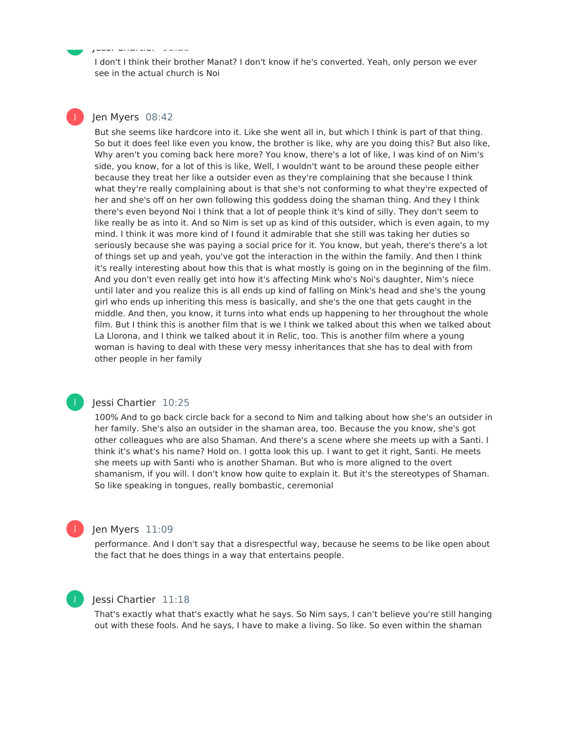I don't I think their brother Manat? I don't know if he's converted. Yeah, only person we ever see in the actual church is Noi

Jen Myers 08:42

But she seems like hardcore into it. Like she went all in, but which I think is part of that thing. So but it does feel like even you know, the brother is like, why are you doing this? But also like, Why aren't you coming back here more? You know, there's a lot of like, I was kind of on Nim's side, you know, for a lot of this is like, Well, I wouldn't want to be around these people either because they treat her like a outsider even as they're complaining that she because I think what they're really complaining about is that she's not conforming to what they're expected of her and she's off on her own following this goddess doing the shaman thing. And they I think there's even beyond Noi I think that a lot of people think it's kind of silly. They don't seem to like really be as into it. And so Nim is set up as kind of this outsider, which is even again, to my mind. I think it was more kind of I found it admirable that she still was taking her duties so seriously because she was paying a social price for it. You know, but yeah, there's there's a lot of things set up and yeah, you've got the interaction in the within the family. And then I think it's really interesting about how this that is what mostly is going on in the beginning of the film. And you don't even really get into how it's affecting Mink who's Noi's daughter, Nim's niece until later and you realize this is all ends up kind of falling on Mink's head and she's the young girl who ends up inheriting this mess is basically, and she's the one that gets caught in the middle. And then, you know, it turns into what ends up happening to her throughout the whole film. But I think this is another film that is we I think we talked about this when we talked about La Llorona, and I think we talked about it in Relic, too. This is another film where a young woman is having to deal with these very messy inheritances that she has to deal with from other people in her family

Jessi Chartier 10:25

100% And to go back circle back for a second to Nim and talking about how she's an outsider in her family. She's also an outsider in the shaman area, too. Because the you know, she's got other colleagues who are also Shaman. And there's a scene where she meets up with a Santi. I think it's what's his name? Hold on. I gotta look this up. I want to get it right, Santi. He meets she meets up with Santi who is another Shaman. But who is more aligned to the overt shamanism, if you will. I don't know how quite to explain it. But it's the stereotypes of Shaman. So like speaking in tongues, really bombastic, ceremonial

Jen Myers 11:09

performance. And I don't say that a disrespectful way, because he seems to be like open about the fact that he does things in a way that entertains people.

Jessi Chartier 11:18

That's exactly what that's exactly what he says. So Nim says, I can't believe you're still hanging out with these fools. And he says, I have to make a living. So like. So even within the shaman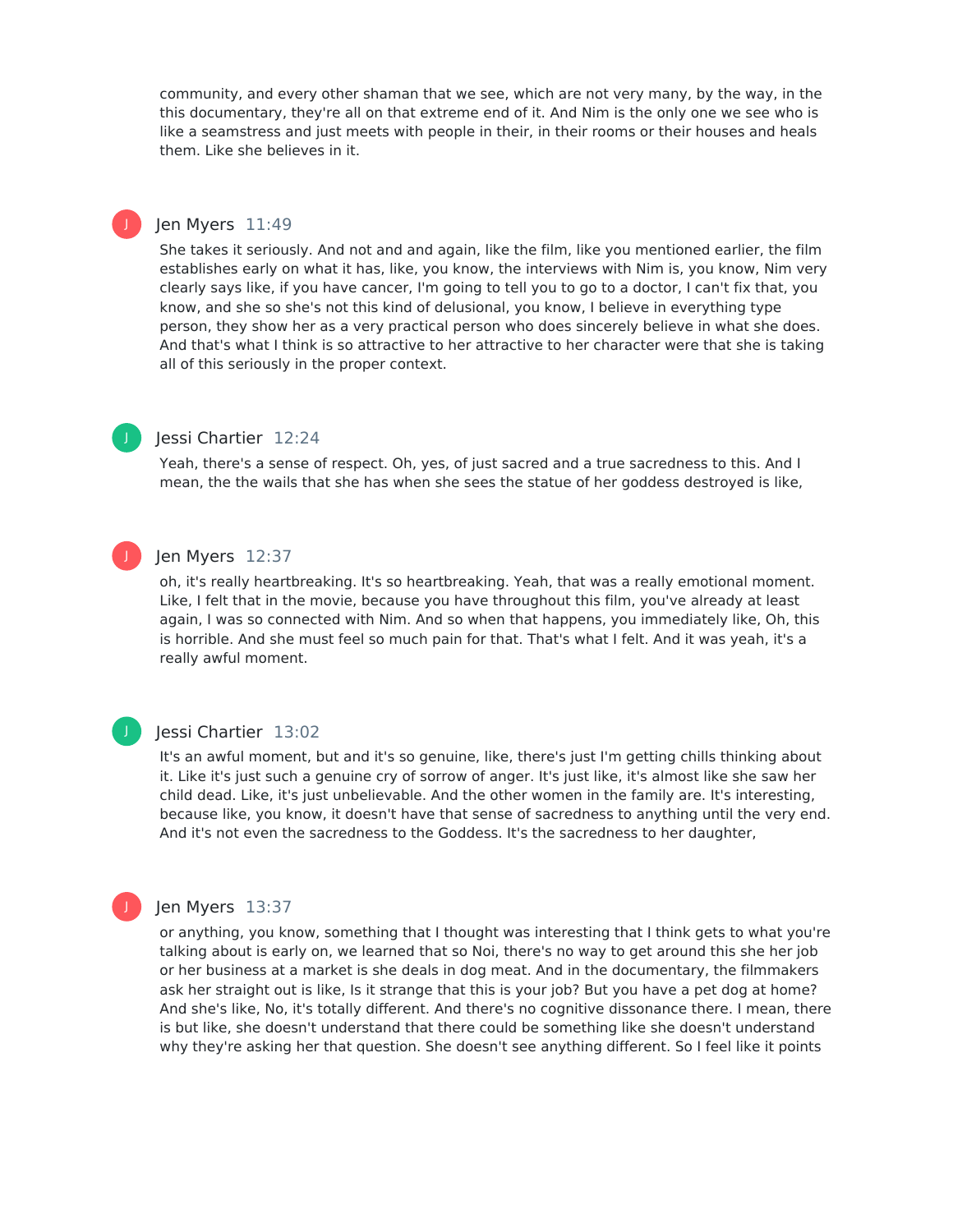community, and every other shaman that we see, which are not very many, by the way, in the this documentary, they're all on that extreme end of it. And Nim is the only one we see who is like a seamstress and just meets with people in their, in their rooms or their houses and heals them. Like she believes in it.

**Jen Myers** 11:49

She takes it seriously. And not and and again, like the film, like you mentioned earlier, the film establishes early on what it has, like, you know, the interviews with Nim is, you know, Nim very clearly says like, if you have cancer, I'm going to tell you to go to a doctor, I can't fix that, you know, and she so she's not this kind of delusional, you know, I believe in everything type person, they show her as a very practical person who does sincerely believe in what she does. And that's what I think is so attractive to her attractive to her character were that she is taking all of this seriously in the proper context.

**Jessi Chartier** 12:24

Yeah, there's a sense of respect. Oh, yes, of just sacred and a true sacredness to this. And I mean, the the wails that she has when she sees the statue of her goddess destroyed is like,

**Jen Myers** 12:37

oh, it's really heartbreaking. It's so heartbreaking. Yeah, that was a really emotional moment. Like, I felt that in the movie, because you have throughout this film, you've already at least again, I was so connected with Nim. And so when that happens, you immediately like, Oh, this is horrible. And she must feel so much pain for that. That's what I felt. And it was yeah, it's a really awful moment.

**Jessi Chartier** 13:02

It's an awful moment, but and it's so genuine, like, there's just I'm getting chills thinking about it. Like it's just such a genuine cry of sorrow of anger. It's just like, it's almost like she saw her child dead. Like, it's just unbelievable. And the other women in the family are. It's interesting, because like, you know, it doesn't have that sense of sacredness to anything until the very end. And it's not even the sacredness to the Goddess. It's the sacredness to her daughter,

**Jen Myers** 13:37

or anything, you know, something that I thought was interesting that I think gets to what you're talking about is early on, we learned that so Noi, there's no way to get around this she her job or her business at a market is she deals in dog meat. And in the documentary, the filmmakers ask her straight out is like, Is it strange that this is your job? But you have a pet dog at home? And she's like, No, it's totally different. And there's no cognitive dissonance there. I mean, there is but like, she doesn't understand that there could be something like she doesn't understand why they're asking her that question. She doesn't see anything different. So I feel like it points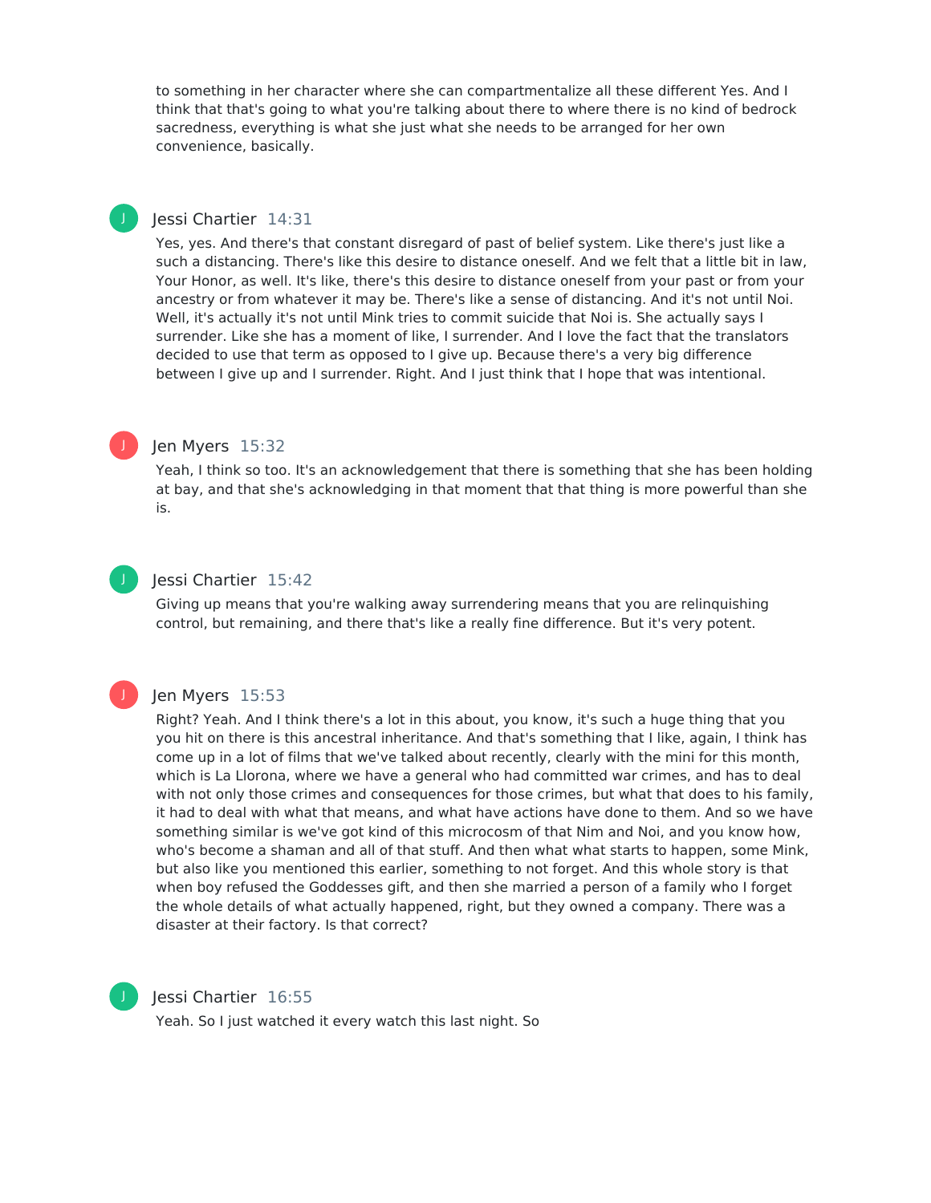to something in her character where she can compartmentalize all these different Yes. And I think that that's going to what you're talking about there to where there is no kind of bedrock sacredness, everything is what she just what she needs to be arranged for her own convenience, basically.

**Jessi Chartier** 14:31

Yes, yes. And there's that constant disregard of past of belief system. Like there's just like a such a distancing. There's like this desire to distance oneself. And we felt that a little bit in law, Your Honor, as well. It's like, there's this desire to distance oneself from your past or from your ancestry or from whatever it may be. There's like a sense of distancing. And it's not until Noi. Well, it's actually it's not until Mink tries to commit suicide that Noi is. She actually says I surrender. Like she has a moment of like, I surrender. And I love the fact that the translators decided to use that term as opposed to I give up. Because there's a very big difference between I give up and I surrender. Right. And I just think that I hope that was intentional.

**Jen Myers** 15:32

Yeah, I think so too. It's an acknowledgement that there is something that she has been holding at bay, and that she's acknowledging in that moment that that thing is more powerful than she is.

**Jessi Chartier** 15:42

Giving up means that you're walking away surrendering means that you are relinquishing control, but remaining, and there that's like a really fine difference. But it's very potent.

**Jen Myers** 15:53

Right? Yeah. And I think there's a lot in this about, you know, it's such a huge thing that you you hit on there is this ancestral inheritance. And that's something that I like, again, I think has come up in a lot of films that we've talked about recently, clearly with the mini for this month, which is La Llorona, where we have a general who had committed war crimes, and has to deal with not only those crimes and consequences for those crimes, but what that does to his family, it had to deal with what that means, and what have actions have done to them. And so we have something similar is we've got kind of this microcosm of that Nim and Noi, and you know how, who's become a shaman and all of that stuff. And then what what starts to happen, some Mink, but also like you mentioned this earlier, something to not forget. And this whole story is that when boy refused the Goddesses gift, and then she married a person of a family who I forget the whole details of what actually happened, right, but they owned a company. There was a disaster at their factory. Is that correct?

**Jessi Chartier** 16:55

Yeah. So I just watched it every watch this last night. So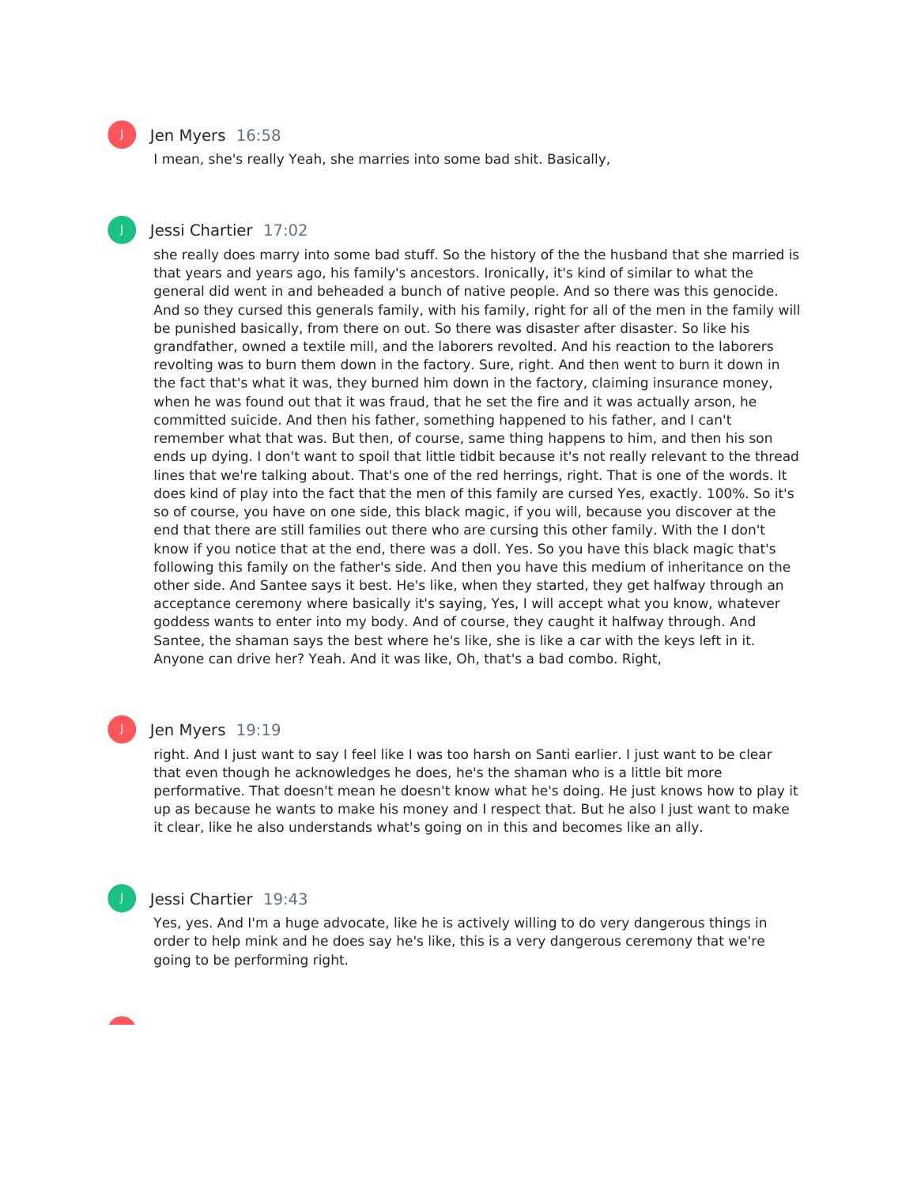**Jen Myers** 16:58

I mean, she's really Yeah, she marries into some bad shit. Basically,

**Jessi Chartier** 17:02

she really does marry into some bad stuff. So the history of the the husband that she married is that years and years ago, his family's ancestors. Ironically, it's kind of similar to what the general did went in and beheaded a bunch of native people. And so there was this genocide. And so they cursed this generals family, with his family, right for all of the men in the family will be punished basically, from there on out. So there was disaster after disaster. So like his grandfather, owned a textile mill, and the laborers revolted. And his reaction to the laborers revolting was to burn them down in the factory. Sure, right. And then went to burn it down in the fact that's what it was, they burned him down in the factory, claiming insurance money, when he was found out that it was fraud, that he set the fire and it was actually arson, he committed suicide. And then his father, something happened to his father, and I can't remember what that was. But then, of course, same thing happens to him, and then his son ends up dying. I don't want to spoil that little tidbit because it's not really relevant to the thread lines that we're talking about. That's one of the red herrings, right. That is one of the words. It does kind of play into the fact that the men of this family are cursed Yes, exactly. 100%. So it's so of course, you have on one side, this black magic, if you will, because you discover at the end that there are still families out there who are cursing this other family. With the I don't know if you notice that at the end, there was a doll. Yes. So you have this black magic that's following this family on the father's side. And then you have this medium of inheritance on the other side. And Santee says it best. He's like, when they started, they get halfway through an acceptance ceremony where basically it's saying, Yes, I will accept what you know, whatever goddess wants to enter into my body. And of course, they caught it halfway through. And Santee, the shaman says the best where he's like, she is like a car with the keys left in it. Anyone can drive her? Yeah. And it was like, Oh, that's a bad combo. Right,

**Jen Myers** 19:19

right. And I just want to say I feel like I was too harsh on Santi earlier. I just want to be clear that even though he acknowledges he does, he's the shaman who is a little bit more performative. That doesn't mean he doesn't know what he's doing. He just knows how to play it up as because he wants to make his money and I respect that. But he also I just want to make it clear, like he also understands what's going on in this and becomes like an ally.

**Jessi Chartier** 19:43

Yes, yes. And I'm a huge advocate, like he is actively willing to do very dangerous things in order to help mink and he does say he's like, this is a very dangerous ceremony that we're going to be performing right.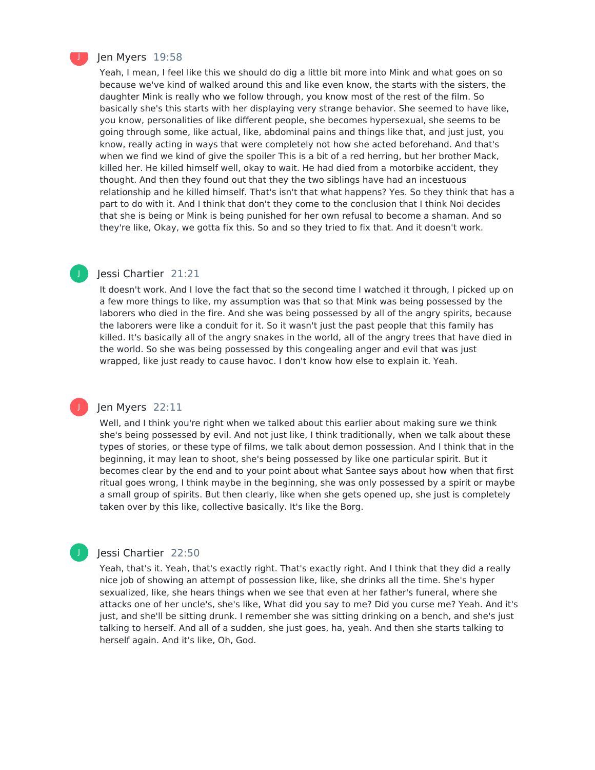Jen Myers 19:58

Yeah, I mean, I feel like this we should do dig a little bit more into Mink and what goes on so because we've kind of walked around this and like even know, the starts with the sisters, the daughter Mink is really who we follow through, you know most of the rest of the film. So basically she's this starts with her displaying very strange behavior. She seemed to have like, you know, personalities of like different people, she becomes hypersexual, she seems to be going through some, like actual, like, abdominal pains and things like that, and just just, you know, really acting in ways that were completely not how she acted beforehand. And that's when we find we kind of give the spoiler This is a bit of a red herring, but her brother Mack, killed her. He killed himself well, okay to wait. He had died from a motorbike accident, they thought. And then they found out that they the two siblings have had an incestuous relationship and he killed himself. That's isn't that what happens? Yes. So they think that has a part to do with it. And I think that don't they come to the conclusion that I think Noi decides that she is being or Mink is being punished for her own refusal to become a shaman. And so they're like, Okay, we gotta fix this. So and so they tried to fix that. And it doesn't work.

Jessi Chartier 21:21

It doesn't work. And I love the fact that so the second time I watched it through, I picked up on a few more things to like, my assumption was that so that Mink was being possessed by the laborers who died in the fire. And she was being possessed by all of the angry spirits, because the laborers were like a conduit for it. So it wasn't just the past people that this family has killed. It's basically all of the angry snakes in the world, all of the angry trees that have died in the world. So she was being possessed by this congealing anger and evil that was just wrapped, like just ready to cause havoc. I don't know how else to explain it. Yeah.

Jen Myers 22:11

Well, and I think you're right when we talked about this earlier about making sure we think she's being possessed by evil. And not just like, I think traditionally, when we talk about these types of stories, or these type of films, we talk about demon possession. And I think that in the beginning, it may lean to shoot, she's being possessed by like one particular spirit. But it becomes clear by the end and to your point about what Santee says about how when that first ritual goes wrong, I think maybe in the beginning, she was only possessed by a spirit or maybe a small group of spirits. But then clearly, like when she gets opened up, she just is completely taken over by this like, collective basically. It's like the Borg.

Jessi Chartier 22:50

Yeah, that's it. Yeah, that's exactly right. That's exactly right. And I think that they did a really nice job of showing an attempt of possession like, like, she drinks all the time. She's hyper sexualized, like, she hears things when we see that even at her father's funeral, where she attacks one of her uncle's, she's like, What did you say to me? Did you curse me? Yeah. And it's just, and she'll be sitting drunk. I remember she was sitting drinking on a bench, and she's just talking to herself. And all of a sudden, she just goes, ha, yeah. And then she starts talking to herself again. And it's like, Oh, God.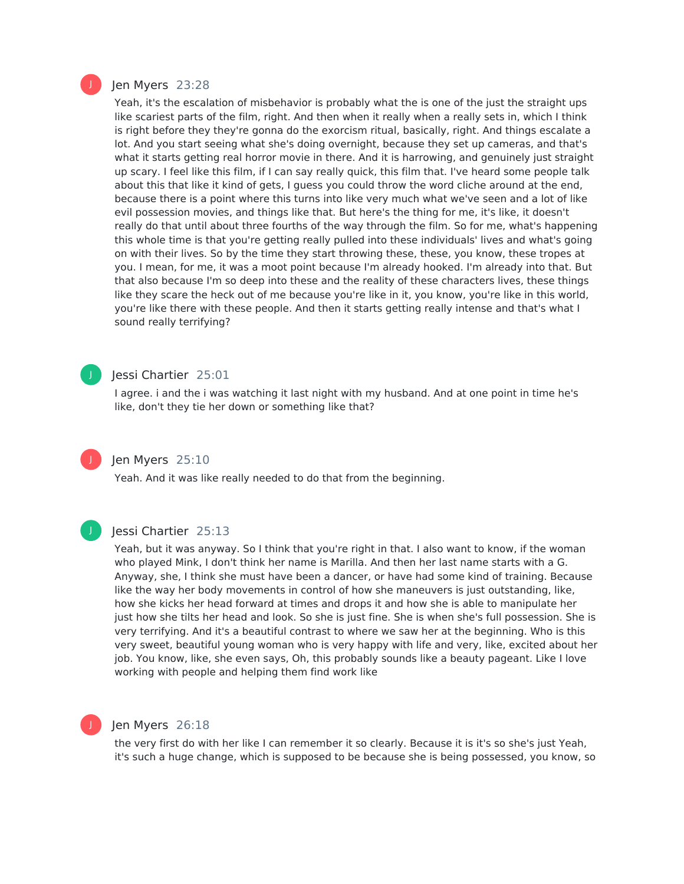**Jen Myers** 23:28

Yeah, it's the escalation of misbehavior is probably what the is one of the just the straight ups like scariest parts of the film, right. And then when it really when a really sets in, which I think is right before they they're gonna do the exorcism ritual, basically, right. And things escalate a lot. And you start seeing what she's doing overnight, because they set up cameras, and that's what it starts getting real horror movie in there. And it is harrowing, and genuinely just straight up scary. I feel like this film, if I can say really quick, this film that. I've heard some people talk about this that like it kind of gets, I guess you could throw the word cliche around at the end, because there is a point where this turns into like very much what we've seen and a lot of like evil possession movies, and things like that. But here's the thing for me, it's like, it doesn't really do that until about three fourths of the way through the film. So for me, what's happening this whole time is that you're getting really pulled into these individuals' lives and what's going on with their lives. So by the time they start throwing these, these, you know, these tropes at you. I mean, for me, it was a moot point because I'm already hooked. I'm already into that. But that also because I'm so deep into these and the reality of these characters lives, these things like they scare the heck out of me because you're like in it, you know, you're like in this world, you're like there with these people. And then it starts getting really intense and that's what I sound really terrifying?

**Jessi Chartier** 25:01

I agree. i and the i was watching it last night with my husband. And at one point in time he's like, don't they tie her down or something like that?

**Jen Myers** 25:10

Yeah. And it was like really needed to do that from the beginning.

**Jessi Chartier** 25:13

Yeah, but it was anyway. So I think that you're right in that. I also want to know, if the woman who played Mink, I don't think her name is Marilla. And then her last name starts with a G. Anyway, she, I think she must have been a dancer, or have had some kind of training. Because like the way her body movements in control of how she maneuvers is just outstanding, like, how she kicks her head forward at times and drops it and how she is able to manipulate her just how she tilts her head and look. So she is just fine. She is when she's full possession. She is very terrifying. And it's a beautiful contrast to where we saw her at the beginning. Who is this very sweet, beautiful young woman who is very happy with life and very, like, excited about her job. You know, like, she even says, Oh, this probably sounds like a beauty pageant. Like I love working with people and helping them find work like

**Jen Myers** 26:18

the very first do with her like I can remember it so clearly. Because it is it's so she's just Yeah, it's such a huge change, which is supposed to be because she is being possessed, you know, so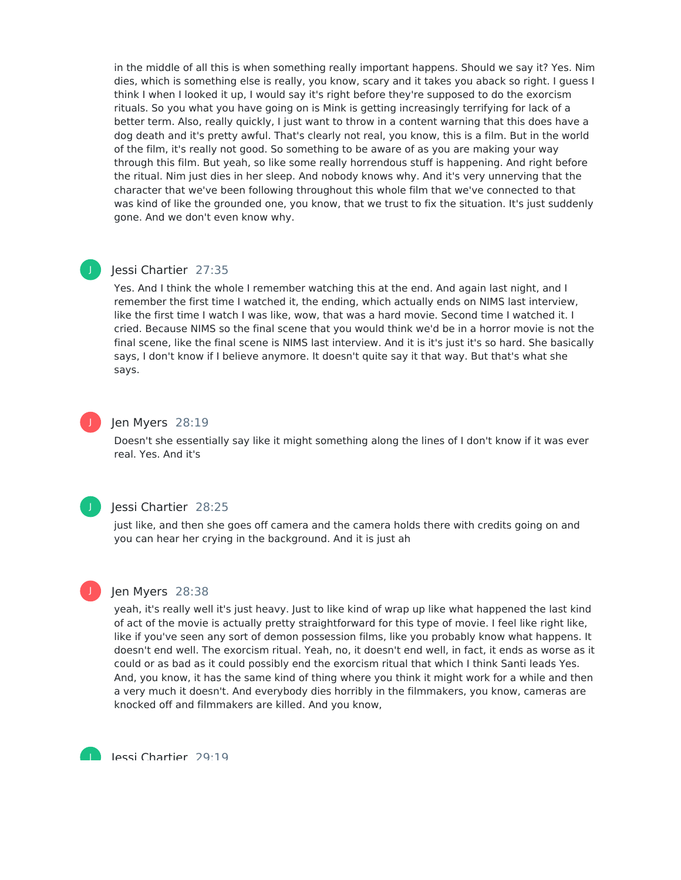in the middle of all this is when something really important happens. Should we say it? Yes. Nim dies, which is something else is really, you know, scary and it takes you aback so right. I guess I think I when I looked it up, I would say it's right before they're supposed to do the exorcism rituals. So you what you have going on is Mink is getting increasingly terrifying for lack of a better term. Also, really quickly, I just want to throw in a content warning that this does have a dog death and it's pretty awful. That's clearly not real, you know, this is a film. But in the world of the film, it's really not good. So something to be aware of as you are making your way through this film. But yeah, so like some really horrendous stuff is happening. And right before the ritual. Nim just dies in her sleep. And nobody knows why. And it's very unnerving that the character that we've been following throughout this whole film that we've connected to that was kind of like the grounded one, you know, that we trust to fix the situation. It's just suddenly gone. And we don't even know why.

**Jessi Chartier** 27:35

Yes. And I think the whole I remember watching this at the end. And again last night, and I remember the first time I watched it, the ending, which actually ends on NIMS last interview, like the first time I watch I was like, wow, that was a hard movie. Second time I watched it. I cried. Because NIMS so the final scene that you would think we'd be in a horror movie is not the final scene, like the final scene is NIMS last interview. And it is it's just it's so hard. She basically says, I don't know if I believe anymore. It doesn't quite say it that way. But that's what she says.

**Jen Myers** 28:19

Doesn't she essentially say like it might something along the lines of I don't know if it was ever real. Yes. And it's

**Jessi Chartier** 28:25

just like, and then she goes off camera and the camera holds there with credits going on and you can hear her crying in the background. And it is just ah

**Jen Myers** 28:38

yeah, it's really well it's just heavy. Just to like kind of wrap up like what happened the last kind of act of the movie is actually pretty straightforward for this type of movie. I feel like right like, like if you've seen any sort of demon possession films, like you probably know what happens. It doesn't end well. The exorcism ritual. Yeah, no, it doesn't end well, in fact, it ends as worse as it could or as bad as it could possibly end the exorcism ritual that which I think Santi leads Yes. And, you know, it has the same kind of thing where you think it might work for a while and then a very much it doesn't. And everybody dies horribly in the filmmakers, you know, cameras are knocked off and filmmakers are killed. And you know,

**Jessi Chartier** 29:19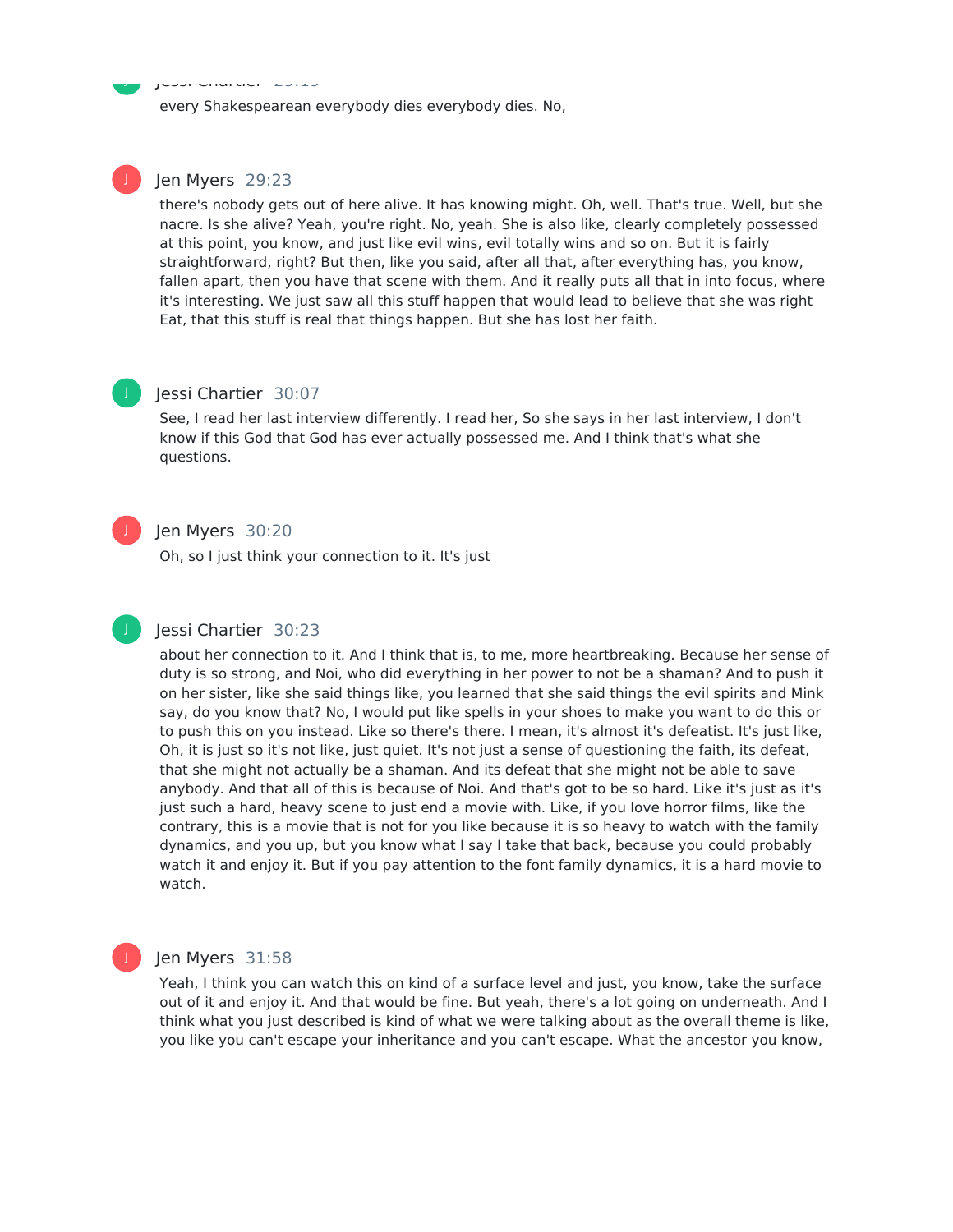every Shakespearean everybody dies everybody dies. No,

**Jen Myers** 29:23

there's nobody gets out of here alive. It has knowing might. Oh, well. That's true. Well, but she nacre. Is she alive? Yeah, you're right. No, yeah. She is also like, clearly completely possessed at this point, you know, and just like evil wins, evil totally wins and so on. But it is fairly straightforward, right? But then, like you said, after all that, after everything has, you know, fallen apart, then you have that scene with them. And it really puts all that in into focus, where it's interesting. We just saw all this stuff happen that would lead to believe that she was right Eat, that this stuff is real that things happen. But she has lost her faith.

**Jessi Chartier** 30:07

See, I read her last interview differently. I read her, So she says in her last interview, I don't know if this God that God has ever actually possessed me. And I think that's what she questions.

**Jen Myers** 30:20

Oh, so I just think your connection to it. It's just

**Jessi Chartier** 30:23

about her connection to it. And I think that is, to me, more heartbreaking. Because her sense of duty is so strong, and Noi, who did everything in her power to not be a shaman? And to push it on her sister, like she said things like, you learned that she said things the evil spirits and Mink say, do you know that? No, I would put like spells in your shoes to make you want to do this or to push this on you instead. Like so there's there. I mean, it's almost it's defeatist. It's just like, Oh, it is just so it's not like, just quiet. It's not just a sense of questioning the faith, its defeat, that she might not actually be a shaman. And its defeat that she might not be able to save anybody. And that all of this is because of Noi. And that's got to be so hard. Like it's just as it's just such a hard, heavy scene to just end a movie with. Like, if you love horror films, like the contrary, this is a movie that is not for you like because it is so heavy to watch with the family dynamics, and you up, but you know what I say I take that back, because you could probably watch it and enjoy it. But if you pay attention to the font family dynamics, it is a hard movie to watch.

**Jen Myers** 31:58

Yeah, I think you can watch this on kind of a surface level and just, you know, take the surface out of it and enjoy it. And that would be fine. But yeah, there's a lot going on underneath. And I think what you just described is kind of what we were talking about as the overall theme is like, you like you can't escape your inheritance and you can't escape. What the ancestor you know,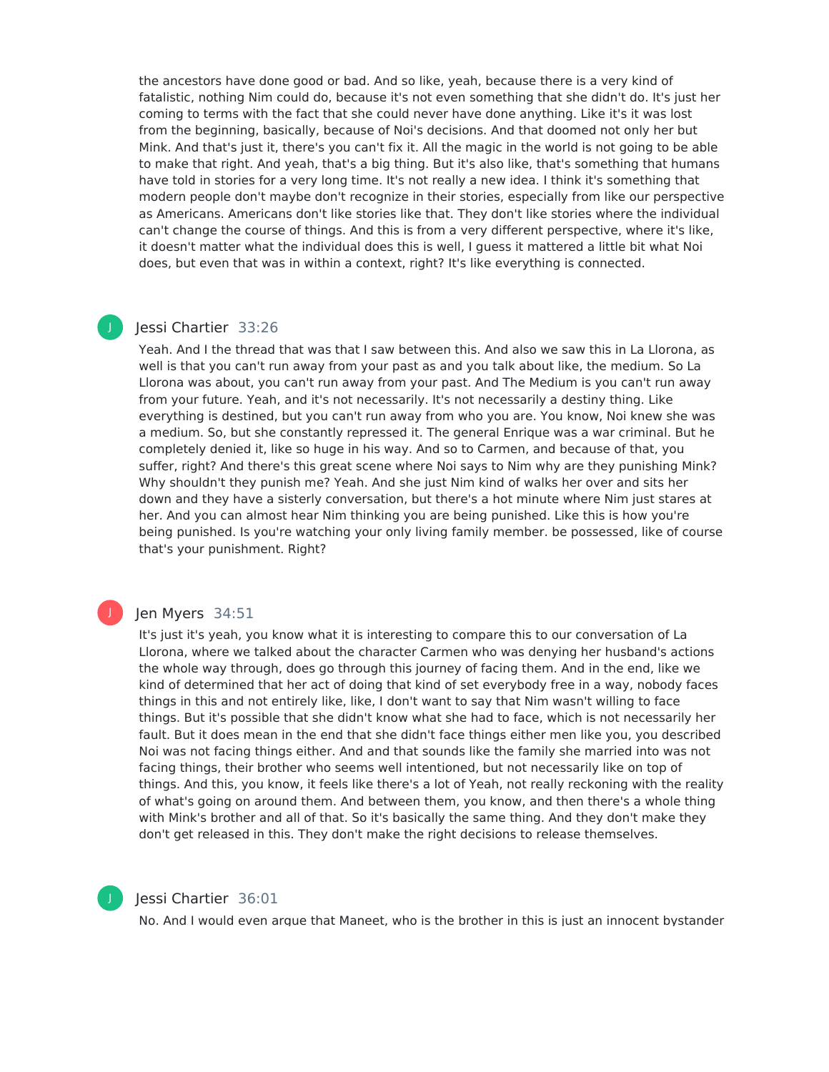the ancestors have done good or bad. And so like, yeah, because there is a very kind of fatalistic, nothing Nim could do, because it's not even something that she didn't do. It's just her coming to terms with the fact that she could never have done anything. Like it's it was lost from the beginning, basically, because of Noi's decisions. And that doomed not only her but Mink. And that's just it, there's you can't fix it. All the magic in the world is not going to be able to make that right. And yeah, that's a big thing. But it's also like, that's something that humans have told in stories for a very long time. It's not really a new idea. I think it's something that modern people don't maybe don't recognize in their stories, especially from like our perspective as Americans. Americans don't like stories like that. They don't like stories where the individual can't change the course of things. And this is from a very different perspective, where it's like, it doesn't matter what the individual does this is well, I guess it mattered a little bit what Noi does, but even that was in within a context, right? It's like everything is connected.

**Jessi Chartier** 33:26

Yeah. And I the thread that was that I saw between this. And also we saw this in La Llorona, as well is that you can't run away from your past as and you talk about like, the medium. So La Llorona was about, you can't run away from your past. And The Medium is you can't run away from your future. Yeah, and it's not necessarily. It's not necessarily a destiny thing. Like everything is destined, but you can't run away from who you are. You know, Noi knew she was a medium. So, but she constantly repressed it. The general Enrique was a war criminal. But he completely denied it, like so huge in his way. And so to Carmen, and because of that, you suffer, right? And there's this great scene where Noi says to Nim why are they punishing Mink? Why shouldn't they punish me? Yeah. And she just Nim kind of walks her over and sits her down and they have a sisterly conversation, but there's a hot minute where Nim just stares at her. And you can almost hear Nim thinking you are being punished. Like this is how you're being punished. Is you're watching your only living family member. be possessed, like of course that's your punishment. Right?

**Jen Myers** 34:51

It's just it's yeah, you know what it is interesting to compare this to our conversation of La Llorona, where we talked about the character Carmen who was denying her husband's actions the whole way through, does go through this journey of facing them. And in the end, like we kind of determined that her act of doing that kind of set everybody free in a way, nobody faces things in this and not entirely like, like, I don't want to say that Nim wasn't willing to face things. But it's possible that she didn't know what she had to face, which is not necessarily her fault. But it does mean in the end that she didn't face things either men like you, you described Noi was not facing things either. And and that sounds like the family she married into was not facing things, their brother who seems well intentioned, but not necessarily like on top of things. And this, you know, it feels like there's a lot of Yeah, not really reckoning with the reality of what's going on around them. And between them, you know, and then there's a whole thing with Mink's brother and all of that. So it's basically the same thing. And they don't make they don't get released in this. They don't make the right decisions to release themselves.

**Jessi Chartier** 36:01

No. And I would even argue that Maneet, who is the brother in this is just an innocent bystander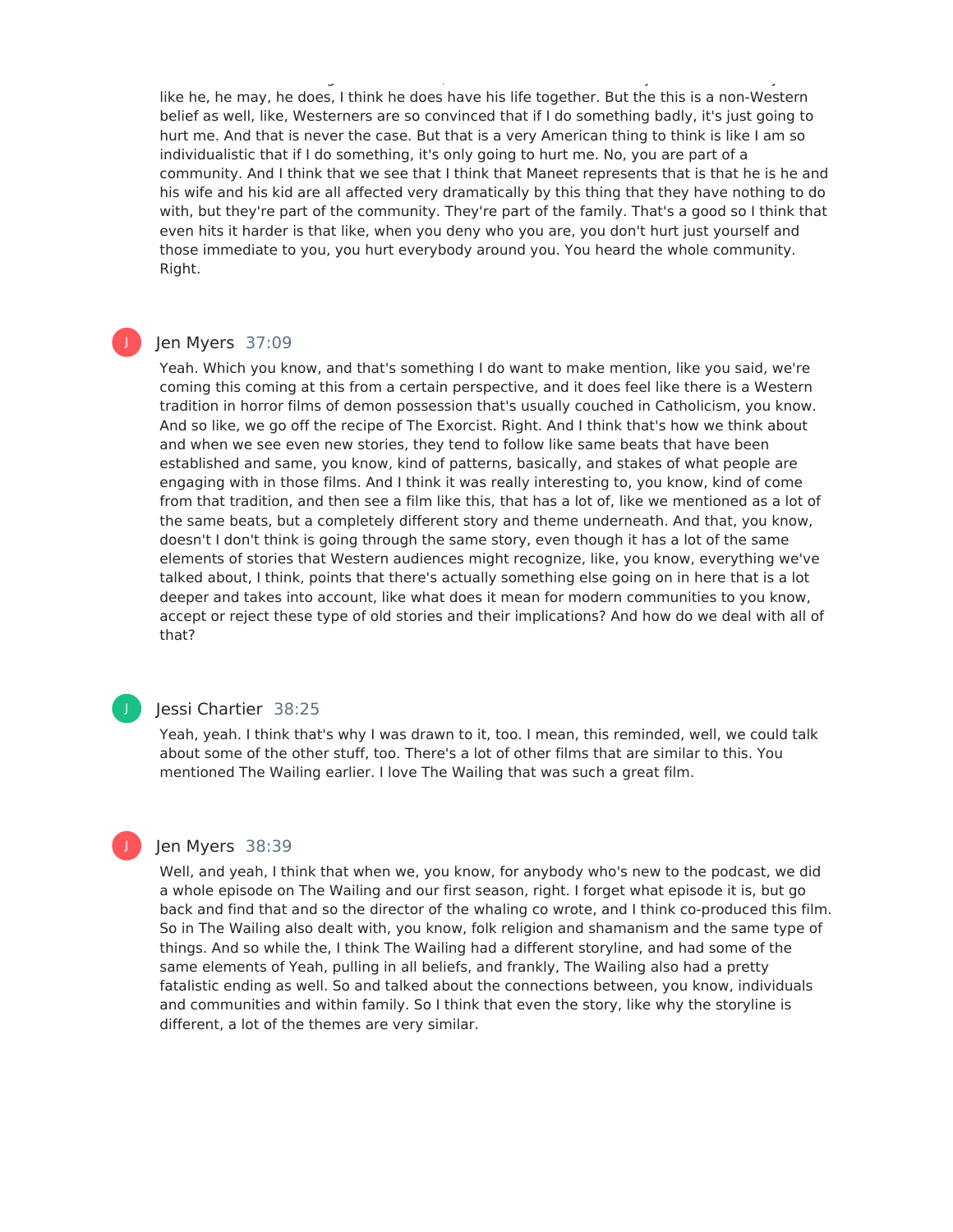like he, he may, he does, I think he does have his life together. But the this is a non-Western belief as well, like, Westerners are so convinced that if I do something badly, it's just going to hurt me. And that is never the case. But that is a very American thing to think is like I am so individualistic that if I do something, it's only going to hurt me. No, you are part of a community. And I think that we see that I think that Maneet represents that is that he is he and his wife and his kid are all affected very dramatically by this thing that they have nothing to do with, but they're part of the community. They're part of the family. That's a good so I think that even hits it harder is that like, when you deny who you are, you don't hurt just yourself and those immediate to you, you hurt everybody around you. You heard the whole community. Right.

**Jen Myers** 37:09

Yeah. Which you know, and that's something I do want to make mention, like you said, we're coming this coming at this from a certain perspective, and it does feel like there is a Western tradition in horror films of demon possession that's usually couched in Catholicism, you know. And so like, we go off the recipe of The Exorcist. Right. And I think that's how we think about and when we see even new stories, they tend to follow like same beats that have been established and same, you know, kind of patterns, basically, and stakes of what people are engaging with in those films. And I think it was really interesting to, you know, kind of come from that tradition, and then see a film like this, that has a lot of, like we mentioned as a lot of the same beats, but a completely different story and theme underneath. And that, you know, doesn't I don't think is going through the same story, even though it has a lot of the same elements of stories that Western audiences might recognize, like, you know, everything we've talked about, I think, points that there's actually something else going on in here that is a lot deeper and takes into account, like what does it mean for modern communities to you know, accept or reject these type of old stories and their implications? And how do we deal with all of that?

**Jessi Chartier** 38:25

Yeah, yeah. I think that's why I was drawn to it, too. I mean, this reminded, well, we could talk about some of the other stuff, too. There's a lot of other films that are similar to this. You mentioned The Wailing earlier. I love The Wailing that was such a great film.

**Jen Myers** 38:39

Well, and yeah, I think that when we, you know, for anybody who's new to the podcast, we did a whole episode on The Wailing and our first season, right. I forget what episode it is, but go back and find that and so the director of the whaling co wrote, and I think co-produced this film. So in The Wailing also dealt with, you know, folk religion and shamanism and the same type of things. And so while the, I think The Wailing had a different storyline, and had some of the same elements of Yeah, pulling in all beliefs, and frankly, The Wailing also had a pretty fatalistic ending as well. So and talked about the connections between, you know, individuals and communities and within family. So I think that even the story, like why the storyline is different, a lot of the themes are very similar.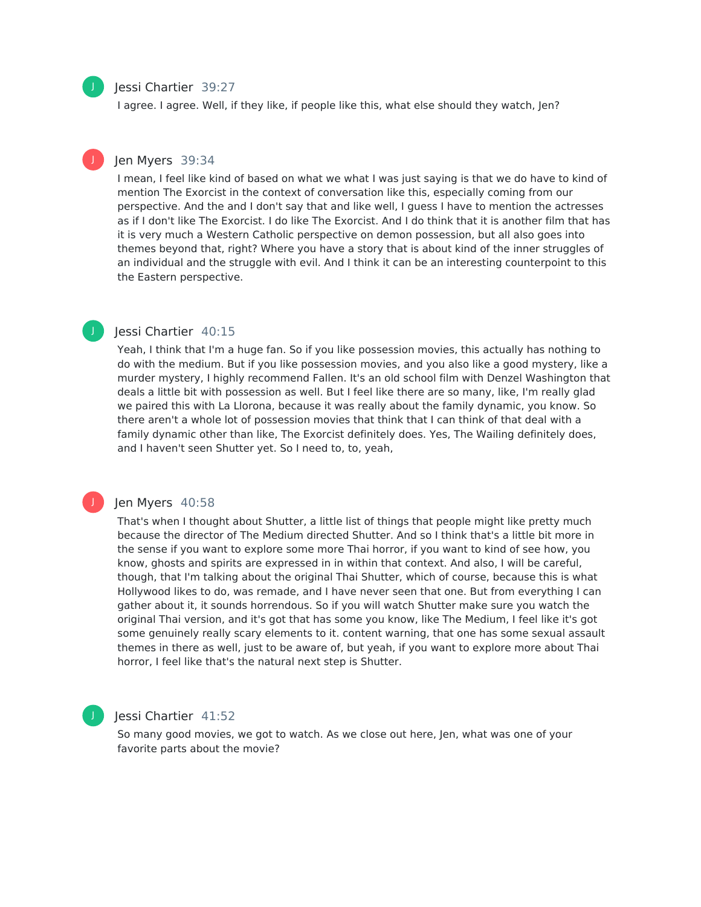Jessi Chartier 39:27

I agree. I agree. Well, if they like, if people like this, what else should they watch, Jen?

Jen Myers 39:34

I mean, I feel like kind of based on what we what I was just saying is that we do have to kind of mention The Exorcist in the context of conversation like this, especially coming from our perspective. And the and I don't say that and like well, I guess I have to mention the actresses as if I don't like The Exorcist. I do like The Exorcist. And I do think that it is another film that has it is very much a Western Catholic perspective on demon possession, but all also goes into themes beyond that, right? Where you have a story that is about kind of the inner struggles of an individual and the struggle with evil. And I think it can be an interesting counterpoint to this the Eastern perspective.

Jessi Chartier 40:15

Yeah, I think that I'm a huge fan. So if you like possession movies, this actually has nothing to do with the medium. But if you like possession movies, and you also like a good mystery, like a murder mystery, I highly recommend Fallen. It's an old school film with Denzel Washington that deals a little bit with possession as well. But I feel like there are so many, like, I'm really glad we paired this with La Llorona, because it was really about the family dynamic, you know. So there aren't a whole lot of possession movies that think that I can think of that deal with a family dynamic other than like, The Exorcist definitely does. Yes, The Wailing definitely does, and I haven't seen Shutter yet. So I need to, to, yeah,

Jen Myers 40:58

That's when I thought about Shutter, a little list of things that people might like pretty much because the director of The Medium directed Shutter. And so I think that's a little bit more in the sense if you want to explore some more Thai horror, if you want to kind of see how, you know, ghosts and spirits are expressed in in within that context. And also, I will be careful, though, that I'm talking about the original Thai Shutter, which of course, because this is what Hollywood likes to do, was remade, and I have never seen that one. But from everything I can gather about it, it sounds horrendous. So if you will watch Shutter make sure you watch the original Thai version, and it's got that has some you know, like The Medium, I feel like it's got some genuinely really scary elements to it. content warning, that one has some sexual assault themes in there as well, just to be aware of, but yeah, if you want to explore more about Thai horror, I feel like that's the natural next step is Shutter.

Jessi Chartier 41:52

So many good movies, we got to watch. As we close out here, Jen, what was one of your favorite parts about the movie?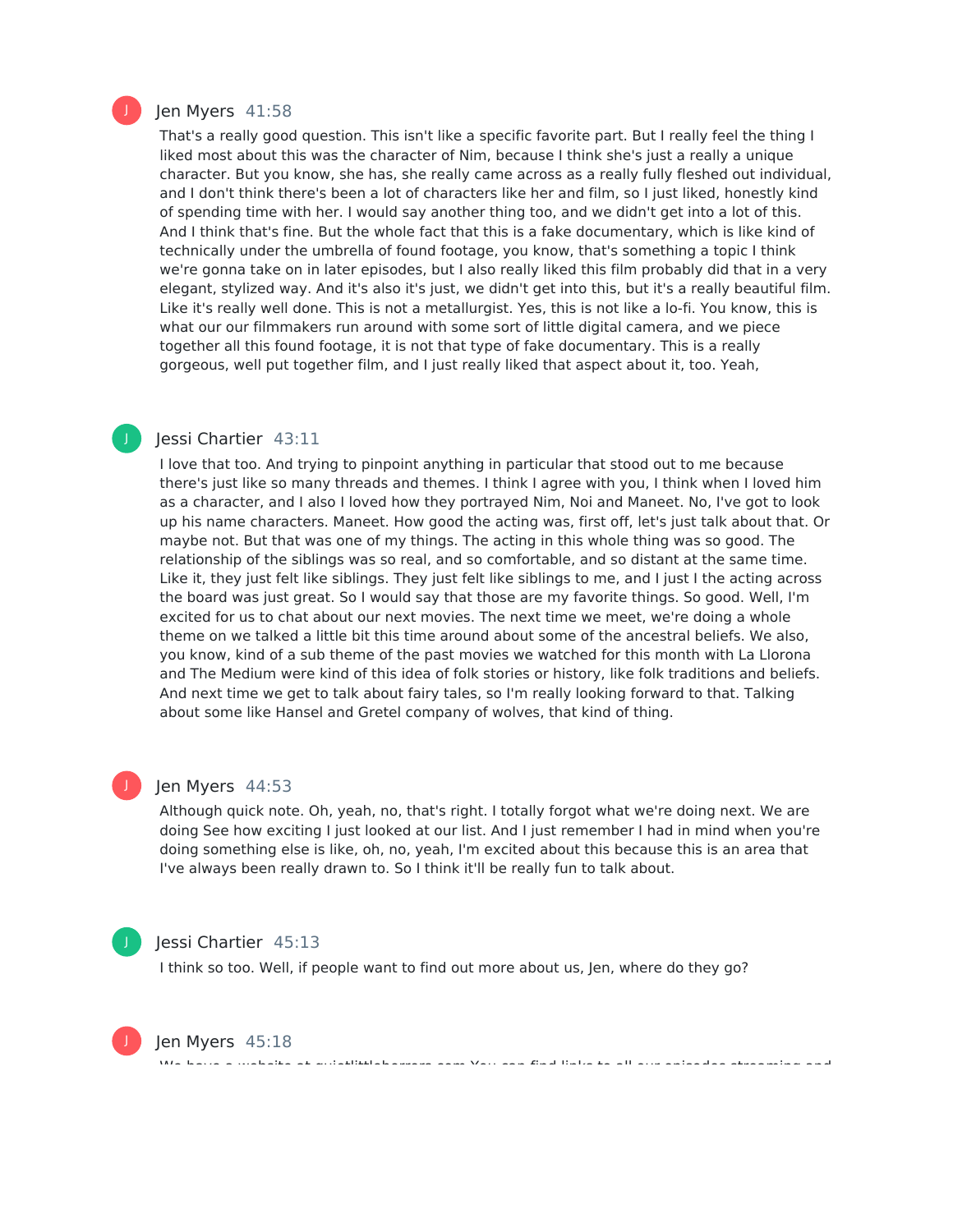Jen Myers 41:58

That's a really good question. This isn't like a specific favorite part. But I really feel the thing I liked most about this was the character of Nim, because I think she's just a really a unique character. But you know, she has, she really came across as a really fully fleshed out individual, and I don't think there's been a lot of characters like her and film, so I just liked, honestly kind of spending time with her. I would say another thing too, and we didn't get into a lot of this. And I think that's fine. But the whole fact that this is a fake documentary, which is like kind of technically under the umbrella of found footage, you know, that's something a topic I think we're gonna take on in later episodes, but I also really liked this film probably did that in a very elegant, stylized way. And it's also it's just, we didn't get into this, but it's a really beautiful film. Like it's really well done. This is not a metallurgist. Yes, this is not like a lo-fi. You know, this is what our our filmmakers run around with some sort of little digital camera, and we piece together all this found footage, it is not that type of fake documentary. This is a really gorgeous, well put together film, and I just really liked that aspect about it, too. Yeah,

Jessi Chartier 43:11

I love that too. And trying to pinpoint anything in particular that stood out to me because there's just like so many threads and themes. I think I agree with you, I think when I loved him as a character, and I also I loved how they portrayed Nim, Noi and Maneet. No, I've got to look up his name characters. Maneet. How good the acting was, first off, let's just talk about that. Or maybe not. But that was one of my things. The acting in this whole thing was so good. The relationship of the siblings was so real, and so comfortable, and so distant at the same time. Like it, they just felt like siblings. They just felt like siblings to me, and I just I the acting across the board was just great. So I would say that those are my favorite things. So good. Well, I'm excited for us to chat about our next movies. The next time we meet, we're doing a whole theme on we talked a little bit this time around about some of the ancestral beliefs. We also, you know, kind of a sub theme of the past movies we watched for this month with La Llorona and The Medium were kind of of this idea of folk stories or history, like folk traditions and beliefs. And next time we get to talk about fairy tales, so I'm really looking forward to that. Talking about some like Hansel and Gretel company of wolves, that kind of thing.

Jen Myers 44:53

Although quick note. Oh, yeah, no, that's right. I totally forgot what we're doing next. We are doing See how exciting I just looked at our list. And I just remember I had in mind when you're doing something else is like, oh, no, yeah, I'm excited about this because this is an area that I've always been really drawn to. So I think it'll be really fun to talk about.

Jessi Chartier 45:13

I think so too. Well, if people want to find out more about us, Jen, where do they go?

Jen Myers 45:18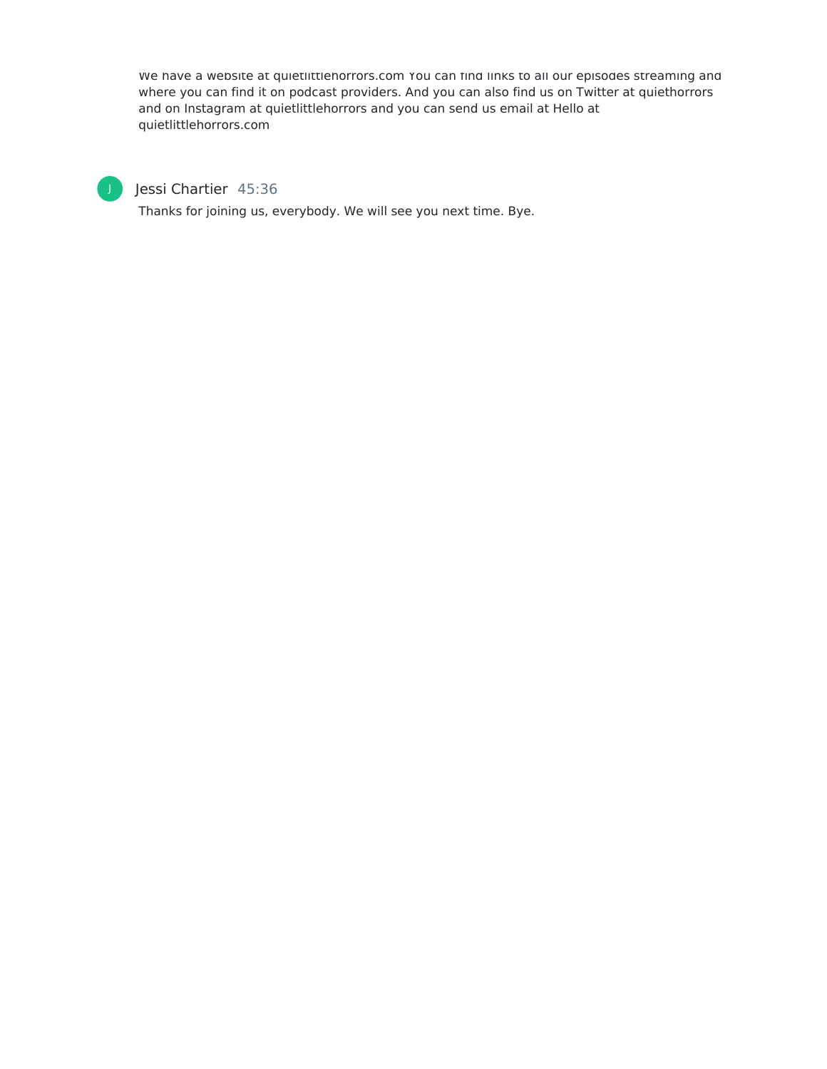We have a website at quietlittlehorrors.com You can find links to all our episodes streaming and where you can find it on podcast providers. And you can also find us on Twitter at quiethorrors and on Instagram at quietlittlehorrors and you can send us email at Hello at quietlittlehorrors.com

**Jessi Chartier** 45:36

Thanks for joining us, everybody. We will see you next time. Bye.